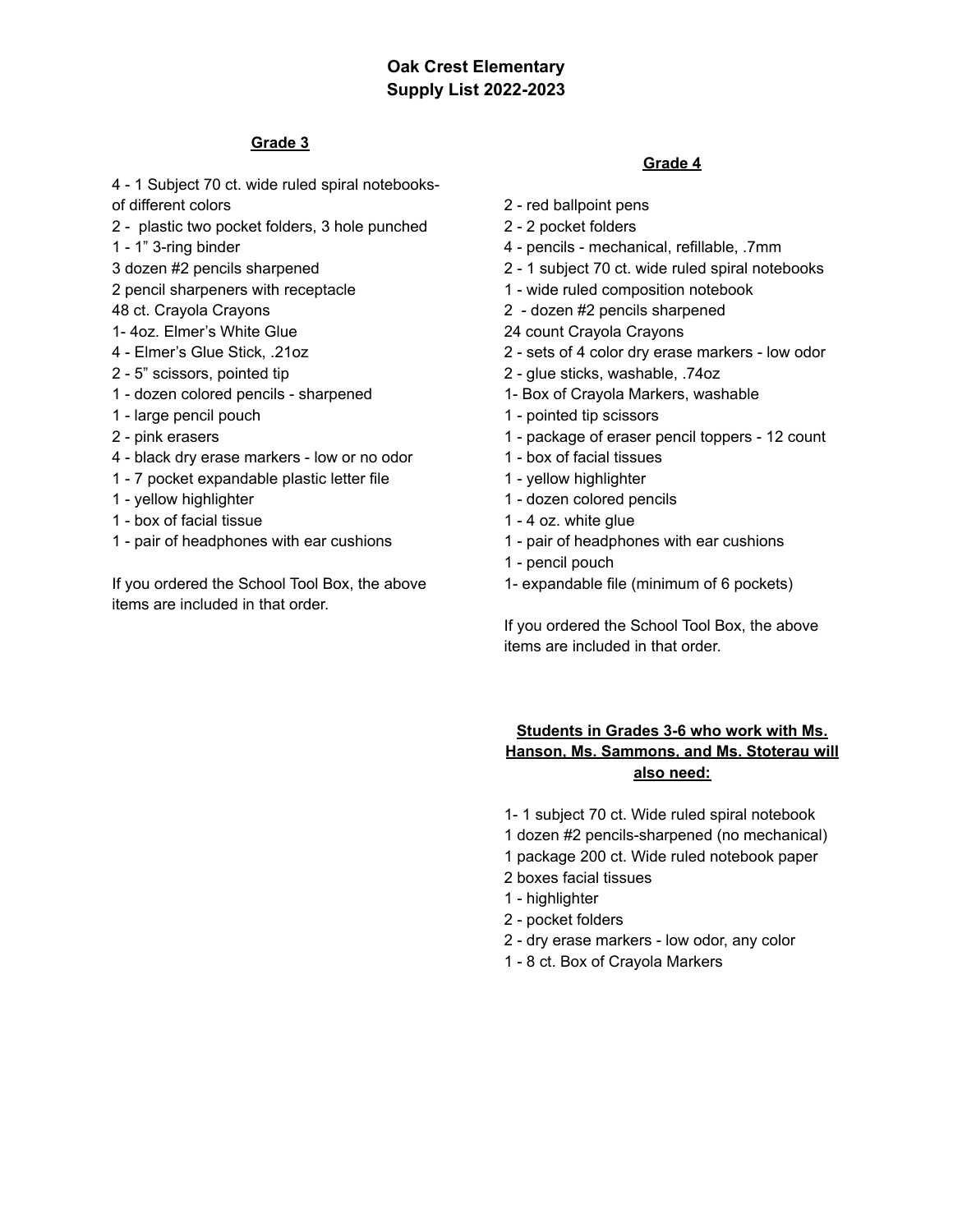# Oak Crest Elementary
# Supply List 2022-2023

## Grade 3

4 - 1 Subject 70 ct. wide ruled spiral notebooks- of different colors
2 - plastic two pocket folders, 3 hole punched
1 - 1” 3-ring binder
3 dozen #2 pencils sharpened
2 pencil sharpeners with receptacle
48 ct. Crayola Crayons
1- 4oz. Elmer’s White Glue
4 - Elmer’s Glue Stick, .21oz
2 - 5” scissors, pointed tip
1 - dozen colored pencils - sharpened
1 - large pencil pouch
2 - pink erasers
4 - black dry erase markers - low or no odor
1 - 7 pocket expandable plastic letter file
1 - yellow highlighter
1 - box of facial tissue
1 - pair of headphones with ear cushions

If you ordered the School Tool Box, the above items are included in that order.

## Grade 4

2 - red ballpoint pens
2 - 2 pocket folders
4 - pencils - mechanical, refillable, .7mm
2 - 1 subject 70 ct. wide ruled spiral notebooks
1 - wide ruled composition notebook
2 - dozen #2 pencils sharpened
24 count Crayola Crayons
2 - sets of 4 color dry erase markers - low odor
2 - glue sticks, washable, .74oz
1- Box of Crayola Markers, washable
1 - pointed tip scissors
1 - package of eraser pencil toppers - 12 count
1 - box of facial tissues
1 - yellow highlighter
1 - dozen colored pencils
1 - 4 oz. white glue
1 - pair of headphones with ear cushions
1 - pencil pouch
1- expandable file (minimum of 6 pockets)

If you ordered the School Tool Box, the above items are included in that order.

## Students in Grades 3-6 who work with Ms. Hanson, Ms. Sammons, and Ms. Stoterau will also need:

1- 1 subject 70 ct. Wide ruled spiral notebook
1 dozen #2 pencils-sharpened (no mechanical)
1 package 200 ct. Wide ruled notebook paper
2 boxes facial tissues
1 - highlighter
2 - pocket folders
2 - dry erase markers - low odor, any color
1 - 8 ct. Box of Crayola Markers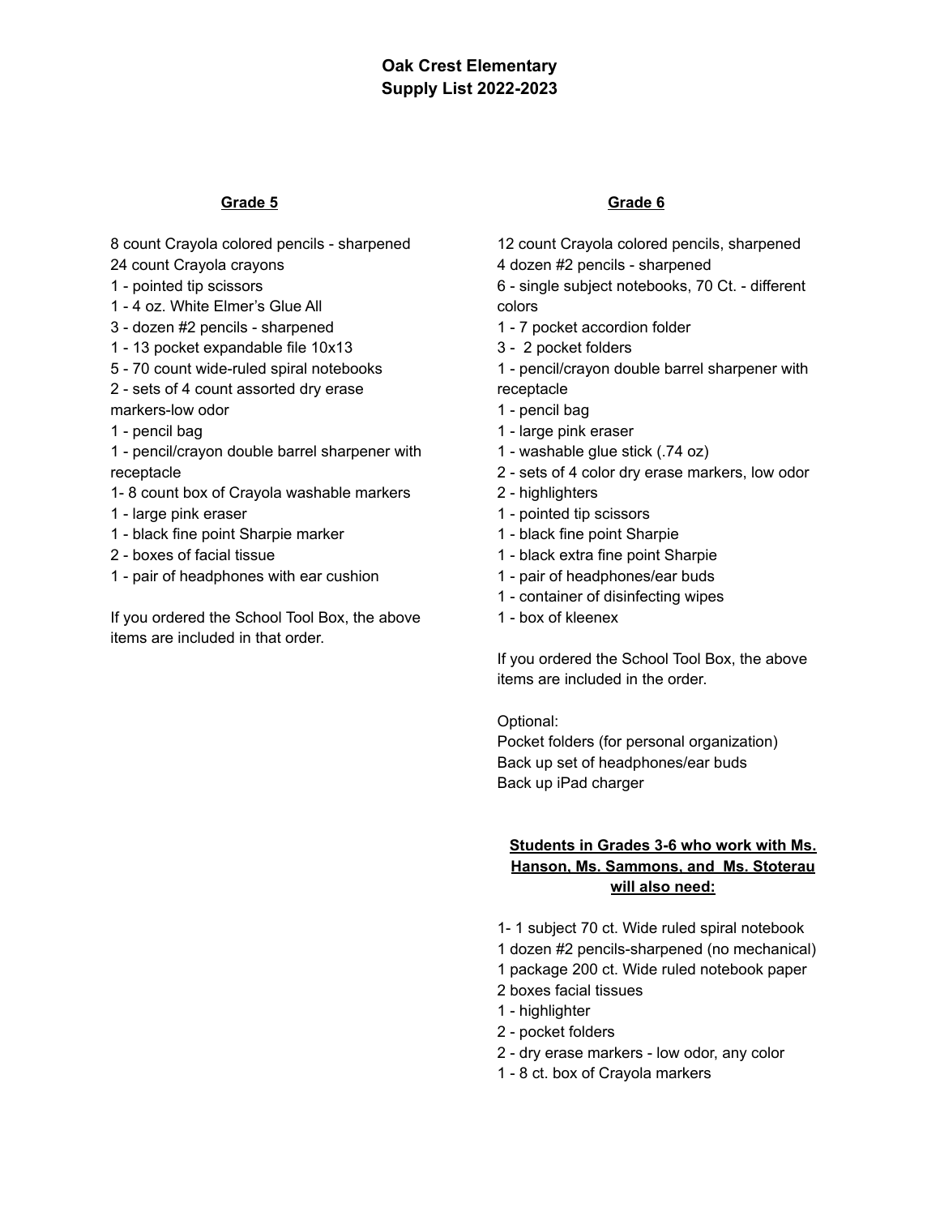# Oak Crest Elementary
# Supply List 2022-2023

## Grade 5

8 count Crayola colored pencils - sharpened
24 count Crayola crayons
1 - pointed tip scissors
1 - 4 oz. White Elmer's Glue All
3 - dozen #2 pencils - sharpened
1 - 13 pocket expandable file 10x13
5 - 70 count wide-ruled spiral notebooks
2 - sets of 4 count assorted dry erase markers-low odor
1 - pencil bag
1 - pencil/crayon double barrel sharpener with receptacle
1- 8 count box of Crayola washable markers
1 - large pink eraser
1 - black fine point Sharpie marker
2 - boxes of facial tissue
1 - pair of headphones with ear cushion

If you ordered the School Tool Box, the above items are included in that order.

## Grade 6

12 count Crayola colored pencils, sharpened
4 dozen #2 pencils - sharpened
6 - single subject notebooks, 70 Ct. - different colors
1 - 7 pocket accordion folder
3 - 2 pocket folders
1 - pencil/crayon double barrel sharpener with receptacle
1 - pencil bag
1 - large pink eraser
1 - washable glue stick (.74 oz)
2 - sets of 4 color dry erase markers, low odor
2 - highlighters
1 - pointed tip scissors
1 - black fine point Sharpie
1 - black extra fine point Sharpie
1 - pair of headphones/ear buds
1 - container of disinfecting wipes
1 - box of kleenex

If you ordered the School Tool Box, the above items are included in the order.

Optional:
Pocket folders (for personal organization)
Back up set of headphones/ear buds
Back up iPad charger

**Students in Grades 3-6 who work with Ms. Hanson, Ms. Sammons, and Ms. Stoterau will also need:**

1- 1 subject 70 ct. Wide ruled spiral notebook
1 dozen #2 pencils-sharpened (no mechanical)
1 package 200 ct. Wide ruled notebook paper
2 boxes facial tissues
1 - highlighter
2 - pocket folders
2 - dry erase markers - low odor, any color
1 - 8 ct. box of Crayola markers